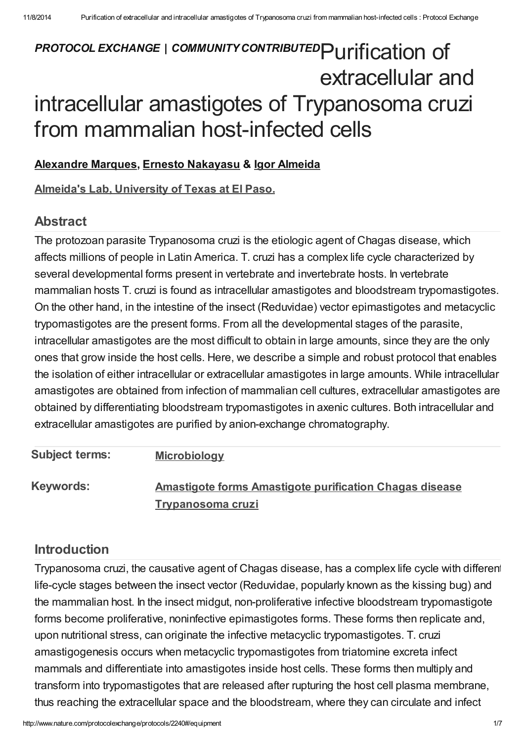*PROTOCOL EXCHANGE | COMMUNITY CONTRIBUTED*

# Purification of extracellular and intracellular amastigotes of Trypanosoma cruzi from mammalian host-infected cells

**Alexandre Marques, Ernesto Nakayasu & Igor Almeida**

**Almeida's Lab, University of Texas at El Paso.**

## Abstract

The protozoan parasite Trypanosoma cruzi is the etiologic agent of Chagas disease, which affects millions of people in Latin America. T. cruzi has a complex life cycle characterized by several developmental forms present in vertebrate and invertebrate hosts. In vertebrate mammalian hosts T. cruzi is found as intracellular amastigotes and bloodstream trypomastigotes. On the other hand, in the intestine of the insect (Reduvidae) vector epimastigotes and metacyclic trypomastigotes are the present forms. From all the developmental stages of the parasite, intracellular amastigotes are the most difficult to obtain in large amounts, since they are the only ones that grow inside the host cells. Here, we describe a simple and robust protocol that enables the isolation of either intracellular or extracellular amastigotes in large amounts. While intracellular amastigotes are obtained from infection of mammalian cell cultures, extracellular amastigotes are obtained by differentiating bloodstream trypomastigotes in axenic cultures. Both intracellular and extracellular amastigotes are purified by anion-exchange chromatography.

**Subject terms:** Microbiology

**Keywords:** Amastigote forms Amastigote purification Chagas disease Trypanosoma cruzi

## Introduction

Trypanosoma cruzi, the causative agent of Chagas disease, has a complex life cycle with different life-cycle stages between the insect vector (Reduvidae, popularly known as the kissing bug) and the mammalian host. In the insect midgut, non-proliferative infective bloodstream trypomastigote forms become proliferative, noninfective epimastigotes forms. These forms then replicate and, upon nutritional stress, can originate the infective metacyclic trypomastigotes. T. cruzi amastigogenesis occurs when metacyclic trypomastigotes from triatomine excreta infect mammals and differentiate into amastigotes inside host cells. These forms then multiply and transform into trypomastigotes that are released after rupturing the host cell plasma membrane, thus reaching the extracellular space and the bloodstream, where they can circulate and infect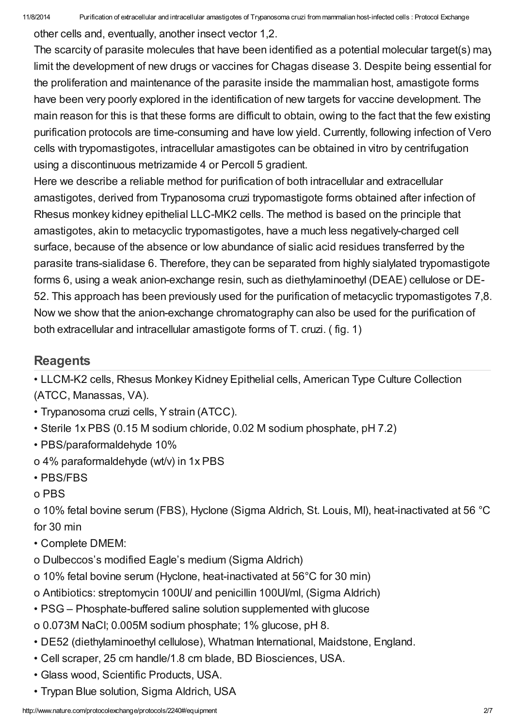other cells and, eventually, another insect vector 1,2.

The scarcity of parasite molecules that have been identified as a potential molecular target(s) may limit the development of new drugs or vaccines for Chagas disease 3. Despite being essential for the proliferation and maintenance of the parasite inside the mammalian host, amastigote forms have been very poorly explored in the identification of new targets for vaccine development. The main reason for this is that these forms are difficult to obtain, owing to the fact that the few existing purification protocols are time-consuming and have low yield. Currently, following infection of Vero cells with trypomastigotes, intracellular amastigotes can be obtained in vitro by centrifugation using a discontinuous metrizamide 4 or Percoll 5 gradient.

Here we describe a reliable method for purification of both intracellular and extracellular amastigotes, derived from Trypanosoma cruzi trypomastigote forms obtained after infection of Rhesus monkey kidney epithelial LLC-MK2 cells. The method is based on the principle that amastigotes, akin to metacyclic trypomastigotes, have a much less negatively-charged cell surface, because of the absence or low abundance of sialic acid residues transferred by the parasite trans-sialidase 6. Therefore, they can be separated from highly sialylated trypomastigote forms 6, using a weak anion-exchange resin, such as diethylaminoethyl (DEAE) cellulose or DE-52. This approach has been previously used for the purification of metacyclic trypomastigotes 7,8. Now we show that the anion-exchange chromatography can also be used for the purification of both extracellular and intracellular amastigote forms of T. cruzi. ( fig. 1)

## Reagents

- LLCM-K2 cells, Rhesus Monkey Kidney Epithelial cells, American Type Culture Collection (ATCC, Manassas, VA).
- Trypanosoma cruzi cells, Y strain (ATCC).
- Sterile 1x PBS (0.15 M sodium chloride, 0.02 M sodium phosphate, pH 7.2)
- PBS/paraformaldehyde 10%
  - o 4% paraformaldehyde (wt/v) in 1x PBS
- PBS/FBS
  - o PBS
  - o 10% fetal bovine serum (FBS), Hyclone (Sigma Aldrich, St. Louis, MI), heat-inactivated at 56 °C for 30 min
- Complete DMEM:
  - o Dulbeccos's modified Eagle's medium (Sigma Aldrich)
  - o 10% fetal bovine serum (Hyclone, heat-inactivated at 56°C for 30 min)
  - o Antibiotics: streptomycin 100UI/ and penicillin 100UI/ml, (Sigma Aldrich)
- PSG – Phosphate-buffered saline solution supplemented with glucose
  - o 0.073M NaCl; 0.005M sodium phosphate; 1% glucose, pH 8.
- DE52 (diethylaminoethyl cellulose), Whatman International, Maidstone, England.
- Cell scraper, 25 cm handle/1.8 cm blade, BD Biosciences, USA.
- Glass wood, Scientific Products, USA.
- Trypan Blue solution, Sigma Aldrich, USA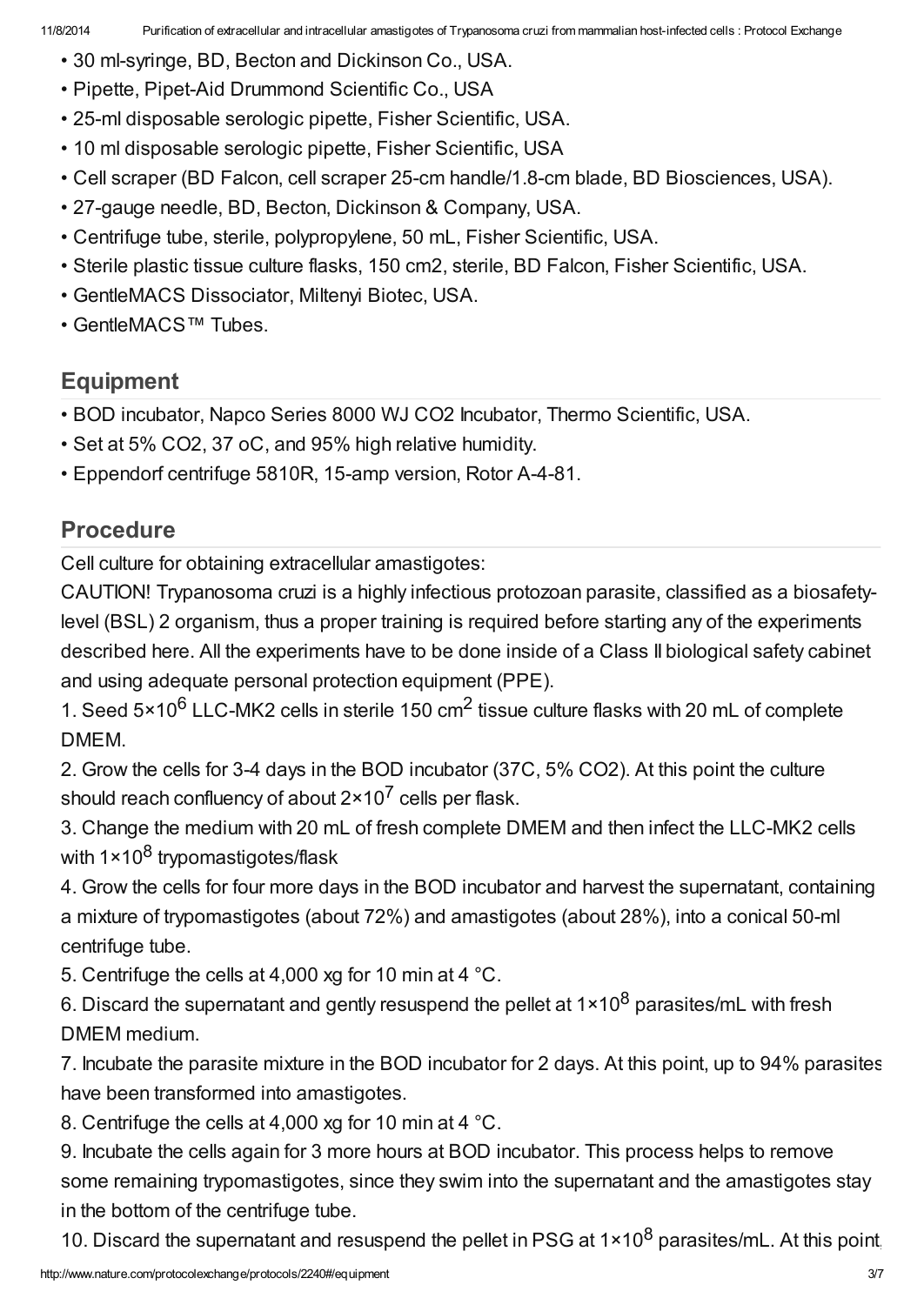- 30 ml-syringe, BD, Becton and Dickinson Co., USA.
- Pipette, Pipet-Aid Drummond Scientific Co., USA
- 25-ml disposable serologic pipette, Fisher Scientific, USA.
- 10 ml disposable serologic pipette, Fisher Scientific, USA
- Cell scraper (BD Falcon, cell scraper 25-cm handle/1.8-cm blade, BD Biosciences, USA).
- 27-gauge needle, BD, Becton, Dickinson & Company, USA.
- Centrifuge tube, sterile, polypropylene, 50 mL, Fisher Scientific, USA.
- Sterile plastic tissue culture flasks, 150 cm2, sterile, BD Falcon, Fisher Scientific, USA.
- GentleMACS Dissociator, Miltenyi Biotec, USA.
- GentleMACS™ Tubes.

## Equipment

- BOD incubator, Napco Series 8000 WJ CO2 Incubator, Thermo Scientific, USA.
- Set at 5% CO2, 37 oC, and 95% high relative humidity.
- Eppendorf centrifuge 5810R, 15-amp version, Rotor A-4-81.

## Procedure

Cell culture for obtaining extracellular amastigotes:

CAUTION! Trypanosoma cruzi is a highly infectious protozoan parasite, classified as a biosafety-level (BSL) 2 organism, thus a proper training is required before starting any of the experiments described here. All the experiments have to be done inside of a Class II biological safety cabinet and using adequate personal protection equipment (PPE).

1. Seed $5 \times 10^6$ LLC-MK2 cells in sterile 150 $cm^2$ tissue culture flasks with 20 mL of complete DMEM.
2. Grow the cells for 3-4 days in the BOD incubator (37C, 5% CO2). At this point the culture should reach confluency of about $2 \times 10^7$ cells per flask.
3. Change the medium with 20 mL of fresh complete DMEM and then infect the LLC-MK2 cells with $1 \times 10^8$ trypomastigotes/flask
4. Grow the cells for four more days in the BOD incubator and harvest the supernatant, containing a mixture of trypomastigotes (about 72%) and amastigotes (about 28%), into a conical 50-ml centrifuge tube.
5. Centrifuge the cells at 4,000 xg for 10 min at 4 °C.
6. Discard the supernatant and gently resuspend the pellet at $1 \times 10^8$ parasites/mL with fresh DMEM medium.
7. Incubate the parasite mixture in the BOD incubator for 2 days. At this point, up to 94% parasites have been transformed into amastigotes.
8. Centrifuge the cells at 4,000 xg for 10 min at 4 °C.
9. Incubate the cells again for 3 more hours at BOD incubator. This process helps to remove some remaining trypomastigotes, since they swim into the supernatant and the amastigotes stay in the bottom of the centrifuge tube.
10. Discard the supernatant and resuspend the pellet in PSG at $1 \times 10^8$ parasites/mL. At this point,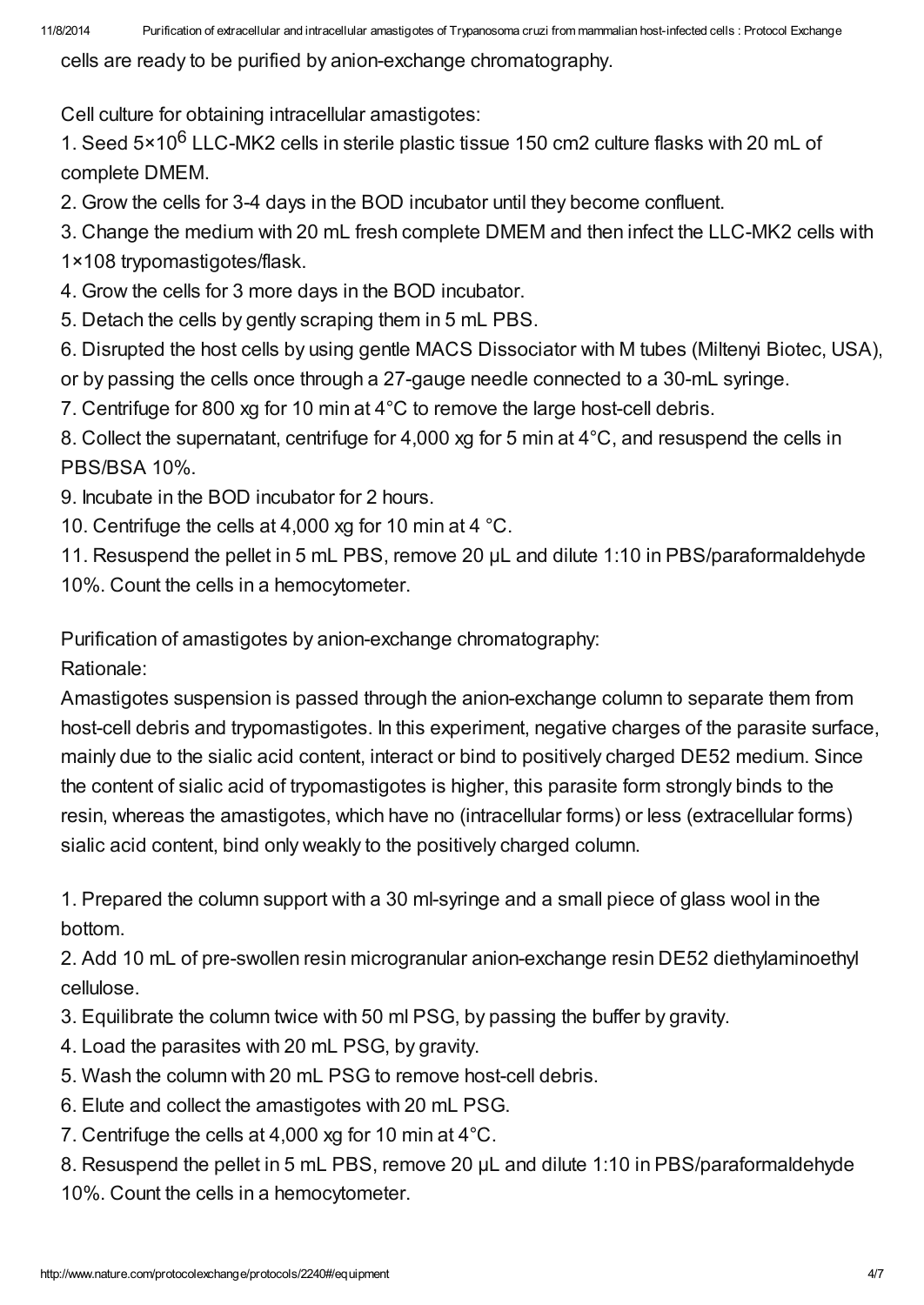cells are ready to be purified by anion-exchange chromatography.

Cell culture for obtaining intracellular amastigotes:

1. Seed $5×10^6$ LLC-MK2 cells in sterile plastic tissue 150 cm2 culture flasks with 20 mL of complete DMEM.
2. Grow the cells for 3-4 days in the BOD incubator until they become confluent.
3. Change the medium with 20 mL fresh complete DMEM and then infect the LLC-MK2 cells with 1×108 trypomastigotes/flask.
4. Grow the cells for 3 more days in the BOD incubator.
5. Detach the cells by gently scraping them in 5 mL PBS.
6. Disrupted the host cells by using gentle MACS Dissociator with M tubes (Miltenyi Biotec, USA), or by passing the cells once through a 27-gauge needle connected to a 30-mL syringe.
7. Centrifuge for 800 xg for 10 min at 4°C to remove the large host-cell debris.
8. Collect the supernatant, centrifuge for 4,000 xg for 5 min at 4°C, and resuspend the cells in PBS/BSA 10%.
9. Incubate in the BOD incubator for 2 hours.
10. Centrifuge the cells at 4,000 xg for 10 min at 4 °C.
11. Resuspend the pellet in 5 mL PBS, remove 20 μL and dilute 1:10 in PBS/paraformaldehyde 10%. Count the cells in a hemocytometer.

Purification of amastigotes by anion-exchange chromatography:

Rationale:

Amastigotes suspension is passed through the anion-exchange column to separate them from host-cell debris and trypomastigotes. In this experiment, negative charges of the parasite surface, mainly due to the sialic acid content, interact or bind to positively charged DE52 medium. Since the content of sialic acid of trypomastigotes is higher, this parasite form strongly binds to the resin, whereas the amastigotes, which have no (intracellular forms) or less (extracellular forms) sialic acid content, bind only weakly to the positively charged column.

1. Prepared the column support with a 30 ml-syringe and a small piece of glass wool in the bottom.
2. Add 10 mL of pre-swollen resin microgranular anion-exchange resin DE52 diethylaminoethyl cellulose.
3. Equilibrate the column twice with 50 ml PSG, by passing the buffer by gravity.
4. Load the parasites with 20 mL PSG, by gravity.
5. Wash the column with 20 mL PSG to remove host-cell debris.
6. Elute and collect the amastigotes with 20 mL PSG.
7. Centrifuge the cells at 4,000 xg for 10 min at 4°C.
8. Resuspend the pellet in 5 mL PBS, remove 20 μL and dilute 1:10 in PBS/paraformaldehyde 10%. Count the cells in a hemocytometer.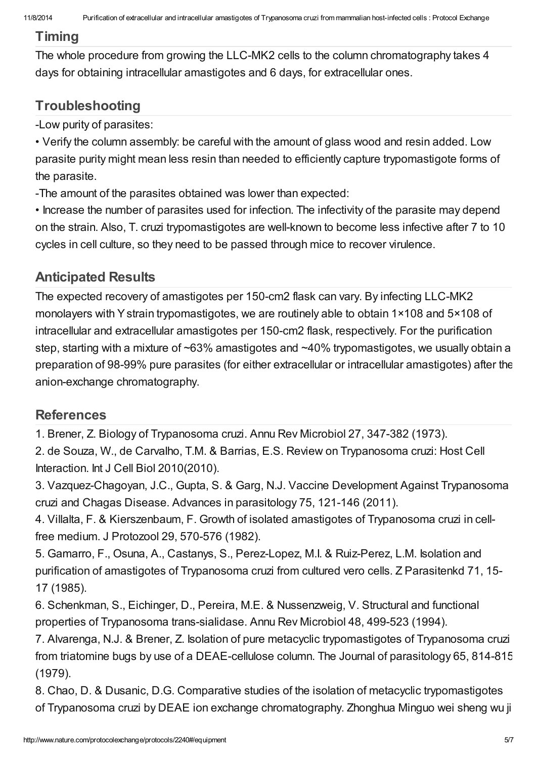## Timing

The whole procedure from growing the LLC-MK2 cells to the column chromatography takes 4 days for obtaining intracellular amastigotes and 6 days, for extracellular ones.

## Troubleshooting

-Low purity of parasites:

• Verify the column assembly: be careful with the amount of glass wood and resin added. Low parasite purity might mean less resin than needed to efficiently capture trypomastigote forms of the parasite.

-The amount of the parasites obtained was lower than expected:

• Increase the number of parasites used for infection. The infectivity of the parasite may depend on the strain. Also, T. cruzi trypomastigotes are well-known to become less infective after 7 to 10 cycles in cell culture, so they need to be passed through mice to recover virulence.

## Anticipated Results

The expected recovery of amastigotes per 150-cm2 flask can vary. By infecting LLC-MK2 monolayers with Y strain trypomastigotes, we are routinely able to obtain 1×108 and 5×108 of intracellular and extracellular amastigotes per 150-cm2 flask, respectively. For the purification step, starting with a mixture of ~63% amastigotes and ~40% trypomastigotes, we usually obtain a preparation of 98-99% pure parasites (for either extracellular or intracellular amastigotes) after the anion-exchange chromatography.

## References

1. Brener, Z. Biology of Trypanosoma cruzi. Annu Rev Microbiol 27, 347-382 (1973).
2. de Souza, W., de Carvalho, T.M. & Barrias, E.S. Review on Trypanosoma cruzi: Host Cell Interaction. Int J Cell Biol 2010(2010).
3. Vazquez-Chagoyan, J.C., Gupta, S. & Garg, N.J. Vaccine Development Against Trypanosoma cruzi and Chagas Disease. Advances in parasitology 75, 121-146 (2011).
4. Villalta, F. & Kierszenbaum, F. Growth of isolated amastigotes of Trypanosoma cruzi in cell-free medium. J Protozool 29, 570-576 (1982).
5. Gamarro, F., Osuna, A., Castanys, S., Perez-Lopez, M.I. & Ruiz-Perez, L.M. Isolation and purification of amastigotes of Trypanosoma cruzi from cultured vero cells. Z Parasitenkd 71, 15-17 (1985).
6. Schenkman, S., Eichinger, D., Pereira, M.E. & Nussenzweig, V. Structural and functional properties of Trypanosoma trans-sialidase. Annu Rev Microbiol 48, 499-523 (1994).
7. Alvarenga, N.J. & Brener, Z. Isolation of pure metacyclic trypomastigotes of Trypanosoma cruzi from triatomine bugs by use of a DEAE-cellulose column. The Journal of parasitology 65, 814-815 (1979).
8. Chao, D. & Dusanic, D.G. Comparative studies of the isolation of metacyclic trypomastigotes of Trypanosoma cruzi by DEAE ion exchange chromatography. Zhonghua Minguo wei sheng wu ji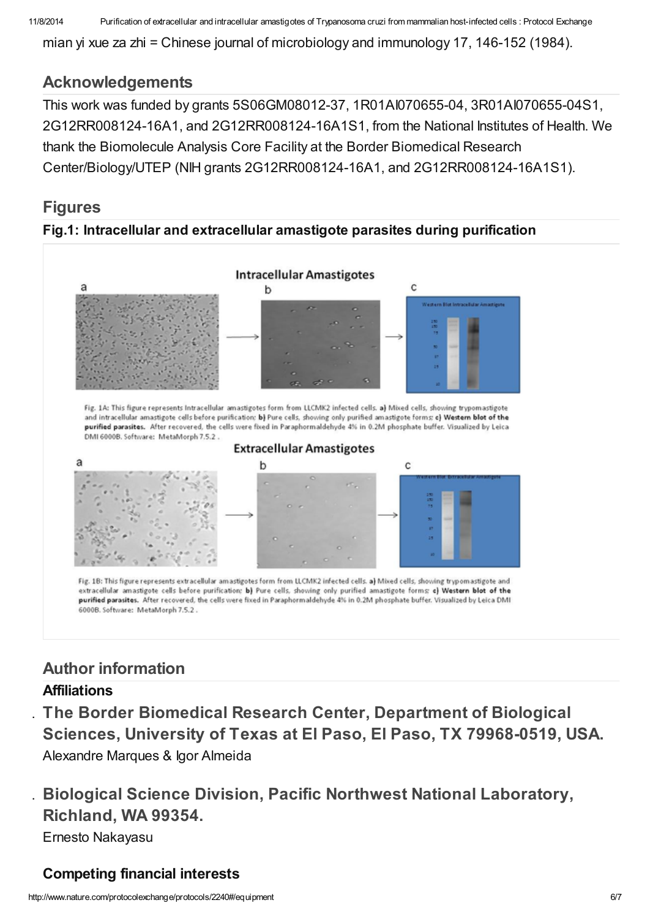mian yi xue za zhi = Chinese journal of microbiology and immunology 17, 146-152 (1984).

## Acknowledgements

This work was funded by grants 5S06GM08012-37, 1R01AI070655-04, 3R01AI070655-04S1, 2G12RR008124-16A1, and 2G12RR008124-16A1S1, from the National Institutes of Health. We thank the Biomolecule Analysis Core Facility at the Border Biomedical Research Center/Biology/UTEP (NIH grants 2G12RR008124-16A1, and 2G12RR008124-16A1S1).

## Figures

### Fig.1: Intracellular and extracellular amastigote parasites during purification

Intracellular Amastigotes

Fig. 1A: This figure represents Intracellular amastigotes form from LLCMK2 infected cells. **a)** Mixed cells, showing trypomastigote and intracellular amastigote cells before purification; **b)** Pure cells, showing only purified amastigote forms; **c) Western blot of the purified parasites.** After recovered, the cells were fixed in Paraphormaldehyde 4% in 0.2M phosphate buffer. Visualized by Leica DMI 6000B. Software: MetaMorph 7.5.2 .

Extracellular Amastigotes

Fig. 1B: This figure represents extracellular amastigotes form from LLCMK2 infected cells. **a)** Mixed cells, showing trypomastigote and extracellular amastigote cells before purification; **b)** Pure cells, showing only purified amastigote forms; **c) Western blot of the purified parasites.** After recovered, the cells were fixed in Paraphormaldehyde 4% in 0.2M phosphate buffer. Visualized by Leica DMI 6000B. Software: MetaMorph 7.5.2 .

## Author information

### Affiliations

- **The Border Biomedical Research Center, Department of Biological Sciences, University of Texas at El Paso, El Paso, TX 79968-0519, USA.**
  Alexandre Marques & Igor Almeida

- **Biological Science Division, Pacific Northwest National Laboratory, Richland, WA 99354.**
  Ernesto Nakayasu

### Competing financial interests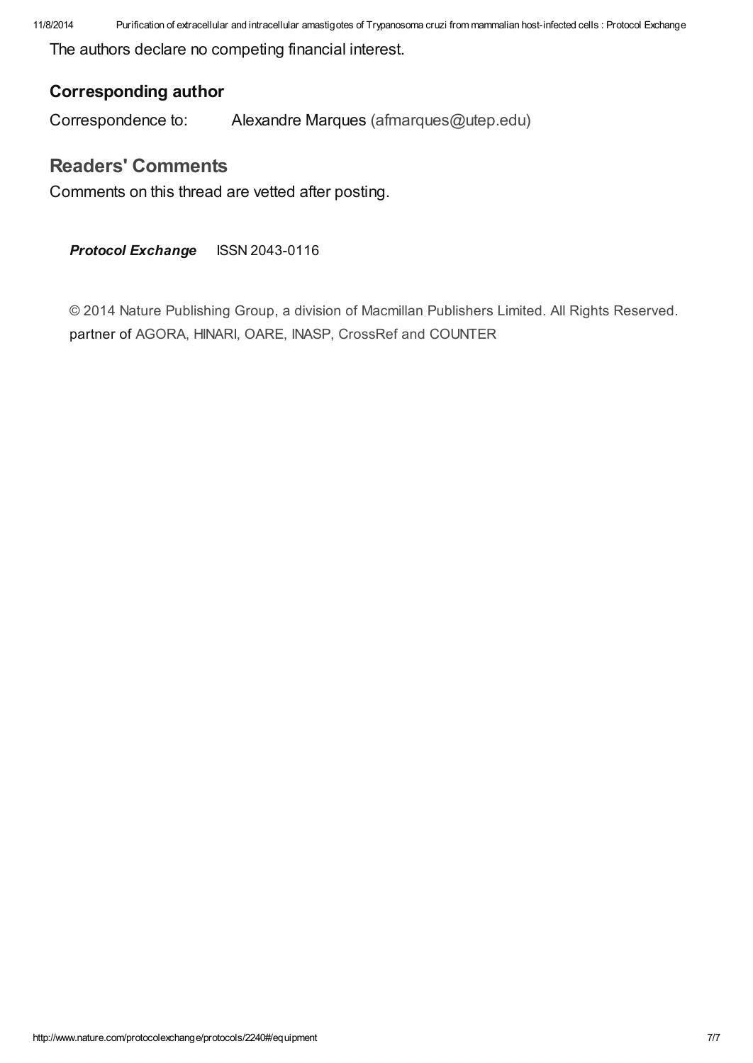The authors declare no competing financial interest.

### Corresponding author

Correspondence to: Alexandre Marques (afmarques@utep.edu)

## Readers' Comments

Comments on this thread are vetted after posting.

***Protocol Exchange*** ISSN 2043-0116

© 2014 Nature Publishing Group, a division of Macmillan Publishers Limited. All Rights Reserved.
partner of AGORA, HINARI, OARE, INASP, CrossRef and COUNTER